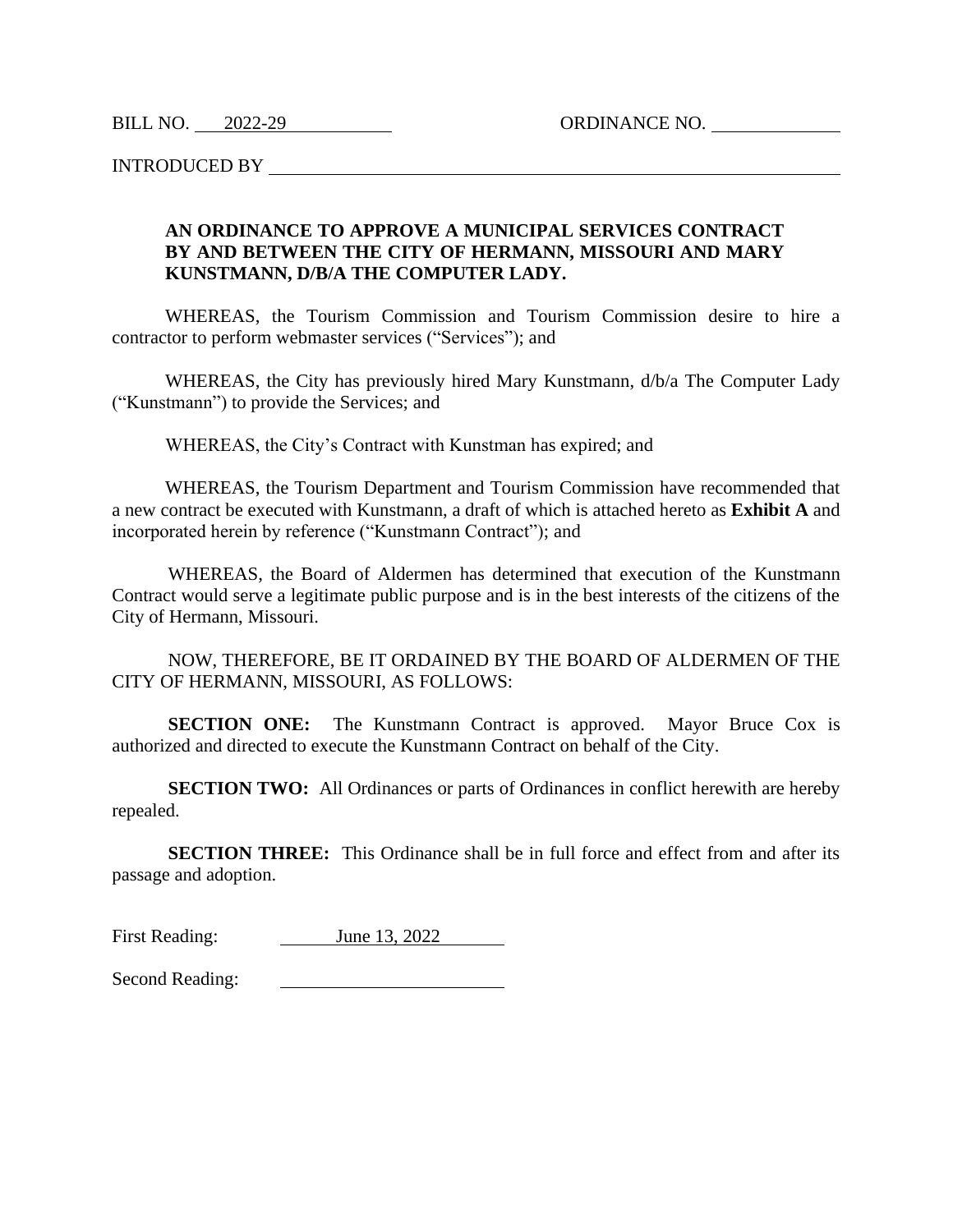BILL NO. 2022-29 ORDINANCE NO. \_\_\_\_\_\_\_\_\_\_

INTRODUCED BY \_\_\_\_\_\_\_\_\_\_\_\_\_\_\_\_\_\_\_\_\_\_\_\_\_\_\_\_\_\_\_\_\_\_\_\_\_\_

**AN ORDINANCE TO APPROVE A MUNICIPAL SERVICES CONTRACT BY AND BETWEEN THE CITY OF HERMANN, MISSOURI AND MARY KUNSTMANN, D/B/A THE COMPUTER LADY.**

WHEREAS, the Tourism Commission and Tourism Commission desire to hire a contractor to perform webmaster services ("Services"); and

WHEREAS, the City has previously hired Mary Kunstmann, d/b/a The Computer Lady ("Kunstmann") to provide the Services; and

WHEREAS, the City's Contract with Kunstman has expired; and

WHEREAS, the Tourism Department and Tourism Commission have recommended that a new contract be executed with Kunstmann, a draft of which is attached hereto as **Exhibit A** and incorporated herein by reference ("Kunstmann Contract"); and

WHEREAS, the Board of Aldermen has determined that execution of the Kunstmann Contract would serve a legitimate public purpose and is in the best interests of the citizens of the City of Hermann, Missouri.

NOW, THEREFORE, BE IT ORDAINED BY THE BOARD OF ALDERMEN OF THE CITY OF HERMANN, MISSOURI, AS FOLLOWS:

**SECTION ONE:** The Kunstmann Contract is approved. Mayor Bruce Cox is authorized and directed to execute the Kunstmann Contract on behalf of the City.

**SECTION TWO:** All Ordinances or parts of Ordinances in conflict herewith are hereby repealed.

**SECTION THREE:** This Ordinance shall be in full force and effect from and after its passage and adoption.

First Reading: June 13, 2022

Second Reading: \_\_\_\_\_\_\_\_\_\_\_\_\_\_\_\_\_\_\_\_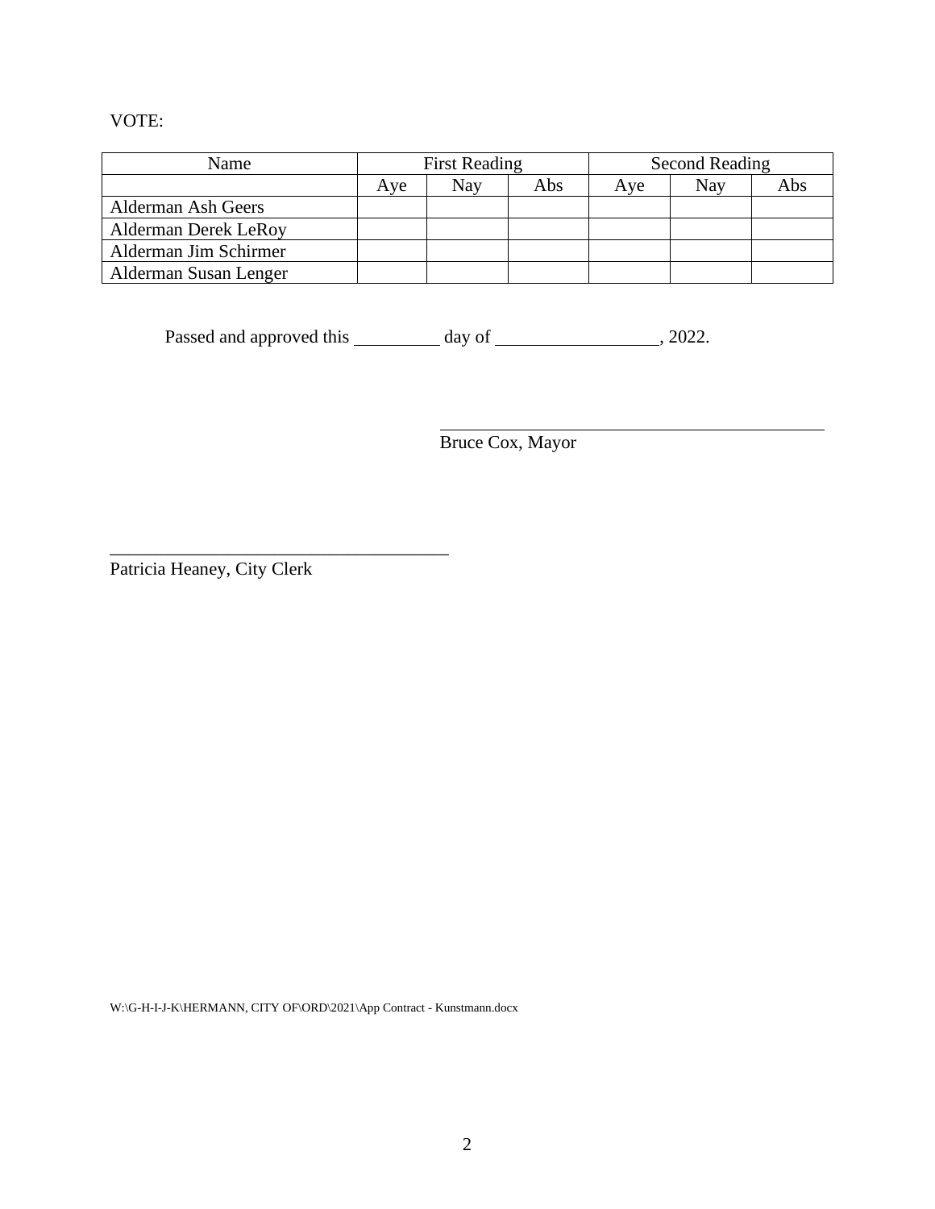VOTE:

| Name | First Reading | | | Second Reading | | |
|---|---|---|---|---|---|---|
| | Aye | Nay | Abs | Aye | Nay | Abs |
| Alderman Ash Geers | | | | | | |
| Alderman Derek LeRoy | | | | | | |
| Alderman Jim Schirmer | | | | | | |
| Alderman Susan Lenger | | | | | | |

Passed and approved this __________ day of __________________, 2022.

_____________________________________________
Bruce Cox, Mayor

_______________________________________
Patricia Heaney, City Clerk

W:\G-H-I-J-K\HERMANN, CITY OF\ORD\2021\App Contract - Kunstmann.docx